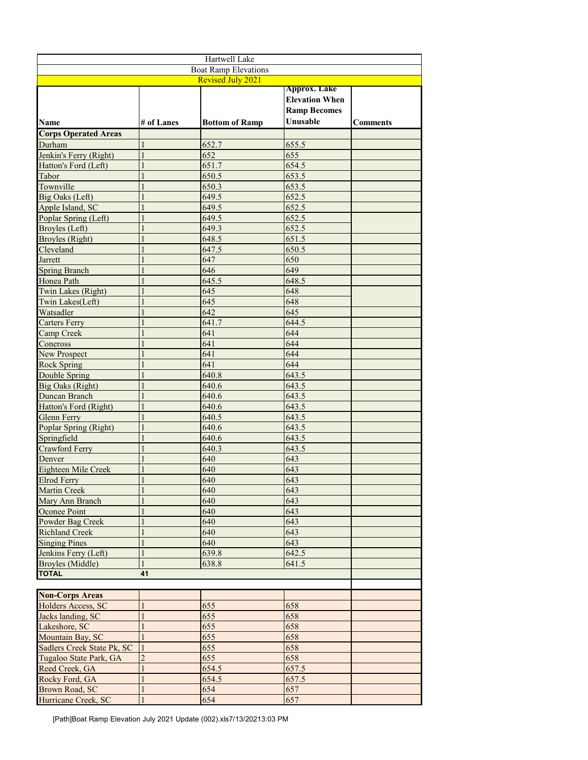| Hartwell Lake | | | | |
|---|---|---|---|---|
| Boat Ramp Elevations | | | | |
| Revised July 2021 | | | | |
| **Name** | **# of Lanes** | **Bottom of Ramp** | **Approx. Lake Elevation When Ramp Becomes Unusable** | **Comments** |
| **Corps Operated Areas** | | | | |
| Durham | 1 | 652.7 | 655.5 | |
| Jenkin's Ferry (Right) | 1 | 652 | 655 | |
| Hatton's Ford (Left) | 1 | 651.7 | 654.5 | |
| Tabor | 1 | 650.5 | 653.5 | |
| Townville | 1 | 650.3 | 653.5 | |
| Big Oaks (Left) | 1 | 649.5 | 652.5 | |
| Apple Island, SC | 1 | 649.5 | 652.5 | |
| Poplar Spring (Left) | 1 | 649.5 | 652.5 | |
| Broyles (Left) | 1 | 649.3 | 652.5 | |
| Broyles (Right) | 1 | 648.5 | 651.5 | |
| Cleveland | 1 | 647.5 | 650.5 | |
| Jarrett | 1 | 647 | 650 | |
| Spring Branch | 1 | 646 | 649 | |
| Honea Path | 1 | 645.5 | 648.5 | |
| Twin Lakes (Right) | 1 | 645 | 648 | |
| Twin Lakes(Left) | 1 | 645 | 648 | |
| Watsadler | 1 | 642 | 645 | |
| Carters Ferry | 1 | 641.7 | 644.5 | |
| Camp Creek | 1 | 641 | 644 | |
| Coneross | 1 | 641 | 644 | |
| New Prospect | 1 | 641 | 644 | |
| Rock Spring | 1 | 641 | 644 | |
| Double Spring | 1 | 640.8 | 643.5 | |
| Big Oaks (Right) | 1 | 640.6 | 643.5 | |
| Duncan Branch | 1 | 640.6 | 643.5 | |
| Hatton's Ford (Right) | 1 | 640.6 | 643.5 | |
| Glenn Ferry | 1 | 640.5 | 643.5 | |
| Poplar Spring (Right) | 1 | 640.6 | 643.5 | |
| Springfield | 1 | 640.6 | 643.5 | |
| Crawford Ferry | 1 | 640.3 | 643.5 | |
| Denver | 1 | 640 | 643 | |
| Eighteen Mile Creek | 1 | 640 | 643 | |
| Elrod Ferry | 1 | 640 | 643 | |
| Martin Creek | 1 | 640 | 643 | |
| Mary Ann Branch | 1 | 640 | 643 | |
| Oconee Point | 1 | 640 | 643 | |
| Powder Bag Creek | 1 | 640 | 643 | |
| Richland Creek | 1 | 640 | 643 | |
| Singing Pines | 1 | 640 | 643 | |
| Jenkins Ferry (Left) | 1 | 639.8 | 642.5 | |
| Broyles (Middle) | 1 | 638.8 | 641.5 | |
| **TOTAL** | **41** | | | |
| | | | | |
| **Non-Corps Areas** | | | | |
| Holders Access, SC | 1 | 655 | 658 | |
| Jacks landing, SC | 1 | 655 | 658 | |
| Lakeshore, SC | 1 | 655 | 658 | |
| Mountain Bay, SC | 1 | 655 | 658 | |
| Sadlers Creek State Pk, SC | 1 | 655 | 658 | |
| Tugaloo State Park, GA | 2 | 655 | 658 | |
| Reed Creek, GA | 1 | 654.5 | 657.5 | |
| Rocky Ford, GA | 1 | 654.5 | 657.5 | |
| Brown Road, SC | 1 | 654 | 657 | |
| Hurricane Creek, SC | 1 | 654 | 657 | |

[Path]Boat Ramp Elevation July 2021 Update (002).xls7/13/20213:03 PM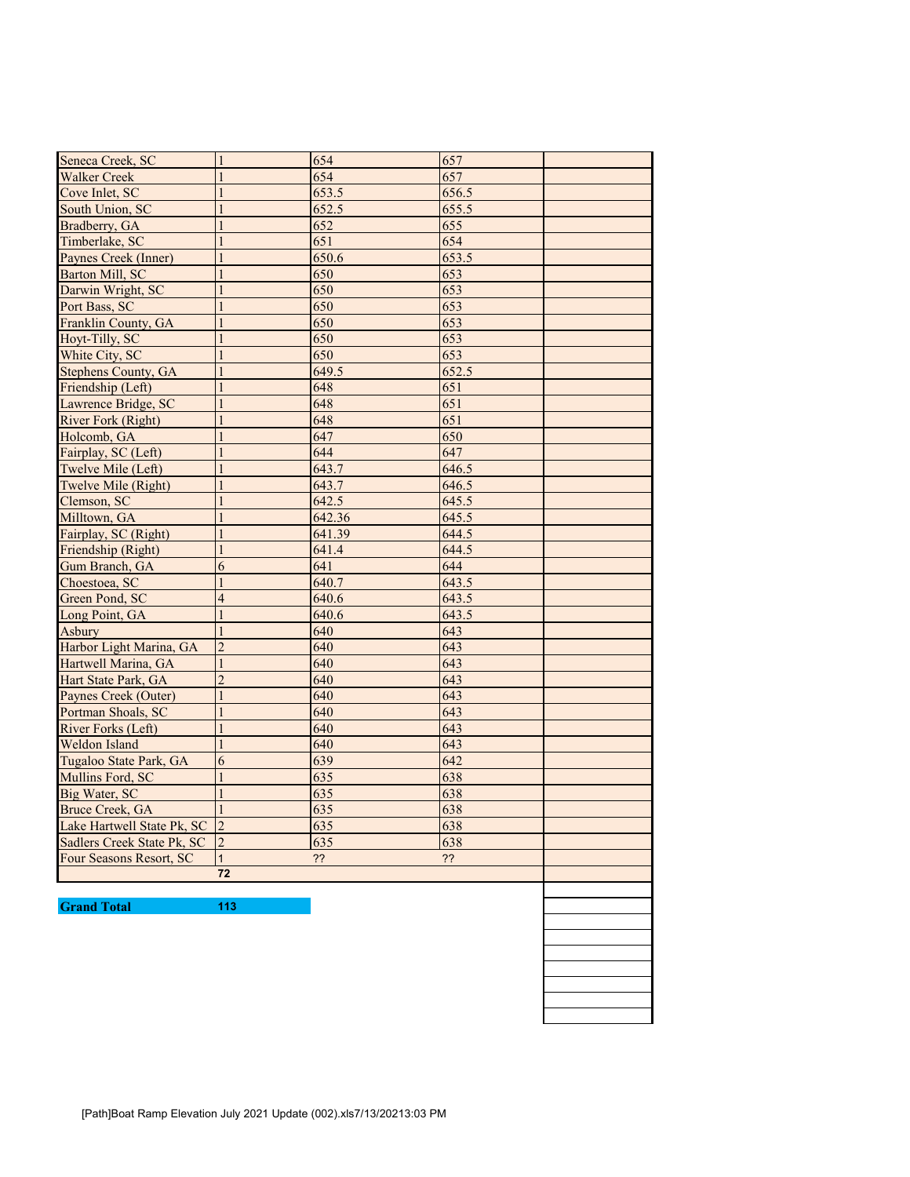| | | | | |
|---|---|---|---|---|
| Seneca Creek, SC | 1 | 654 | 657 | |
| Walker Creek | 1 | 654 | 657 | |
| Cove Inlet, SC | 1 | 653.5 | 656.5 | |
| South Union, SC | 1 | 652.5 | 655.5 | |
| Bradberry, GA | 1 | 652 | 655 | |
| Timberlake, SC | 1 | 651 | 654 | |
| Paynes Creek (Inner) | 1 | 650.6 | 653.5 | |
| Barton Mill, SC | 1 | 650 | 653 | |
| Darwin Wright, SC | 1 | 650 | 653 | |
| Port Bass, SC | 1 | 650 | 653 | |
| Franklin County, GA | 1 | 650 | 653 | |
| Hoyt-Tilly, SC | 1 | 650 | 653 | |
| White City, SC | 1 | 650 | 653 | |
| Stephens County, GA | 1 | 649.5 | 652.5 | |
| Friendship (Left) | 1 | 648 | 651 | |
| Lawrence Bridge, SC | 1 | 648 | 651 | |
| River Fork (Right) | 1 | 648 | 651 | |
| Holcomb, GA | 1 | 647 | 650 | |
| Fairplay, SC (Left) | 1 | 644 | 647 | |
| Twelve Mile (Left) | 1 | 643.7 | 646.5 | |
| Twelve Mile (Right) | 1 | 643.7 | 646.5 | |
| Clemson, SC | 1 | 642.5 | 645.5 | |
| Milltown, GA | 1 | 642.36 | 645.5 | |
| Fairplay, SC (Right) | 1 | 641.39 | 644.5 | |
| Friendship (Right) | 1 | 641.4 | 644.5 | |
| Gum Branch, GA | 6 | 641 | 644 | |
| Choestoea, SC | 1 | 640.7 | 643.5 | |
| Green Pond, SC | 4 | 640.6 | 643.5 | |
| Long Point, GA | 1 | 640.6 | 643.5 | |
| Asbury | 1 | 640 | 643 | |
| Harbor Light Marina, GA | 2 | 640 | 643 | |
| Hartwell Marina, GA | 1 | 640 | 643 | |
| Hart State Park, GA | 2 | 640 | 643 | |
| Paynes Creek (Outer) | 1 | 640 | 643 | |
| Portman Shoals, SC | 1 | 640 | 643 | |
| River Forks (Left) | 1 | 640 | 643 | |
| Weldon Island | 1 | 640 | 643 | |
| Tugaloo State Park, GA | 6 | 639 | 642 | |
| Mullins Ford, SC | 1 | 635 | 638 | |
| Big Water, SC | 1 | 635 | 638 | |
| Bruce Creek, GA | 1 | 635 | 638 | |
| Lake Hartwell State Pk, SC | 2 | 635 | 638 | |
| Sadlers Creek State Pk, SC | 2 | 635 | 638 | |
| Four Seasons Resort, SC | 1 | ?? | ?? | |
| | **72** | | | |

| | |
|---|---|
| **Grand Total** | **113** |